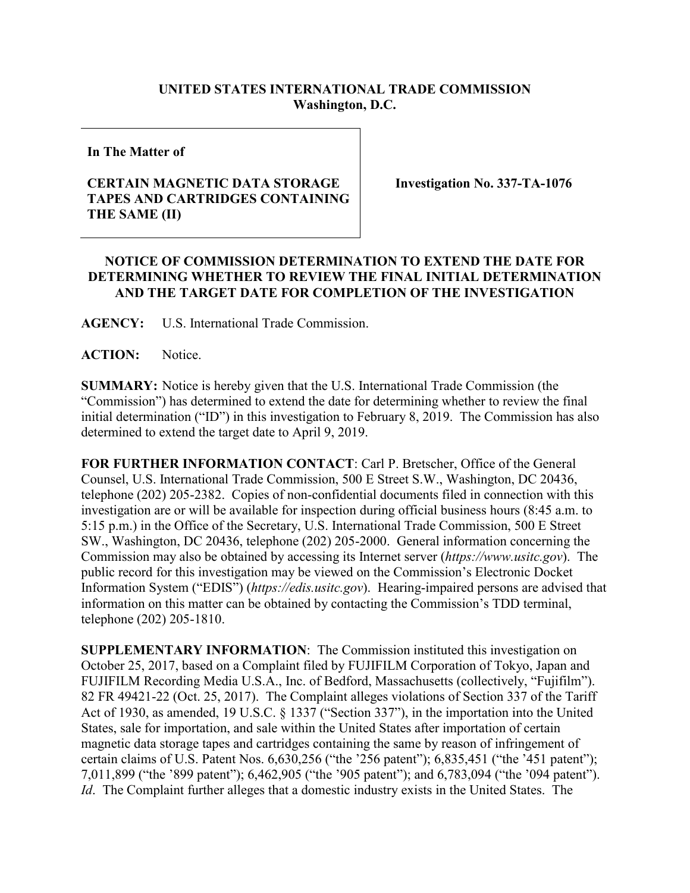**UNITED STATES INTERNATIONAL TRADE COMMISSION**
**Washington, D.C.**

**In The Matter of**

**CERTAIN MAGNETIC DATA STORAGE TAPES AND CARTRIDGES CONTAINING THE SAME (II)**

**Investigation No. 337-TA-1076**

## NOTICE OF COMMISSION DETERMINATION TO EXTEND THE DATE FOR DETERMINING WHETHER TO REVIEW THE FINAL INITIAL DETERMINATION AND THE TARGET DATE FOR COMPLETION OF THE INVESTIGATION

**AGENCY:** U.S. International Trade Commission.

**ACTION:** Notice.

**SUMMARY:** Notice is hereby given that the U.S. International Trade Commission (the "Commission") has determined to extend the date for determining whether to review the final initial determination ("ID") in this investigation to February 8, 2019. The Commission has also determined to extend the target date to April 9, 2019.

**FOR FURTHER INFORMATION CONTACT**: Carl P. Bretscher, Office of the General Counsel, U.S. International Trade Commission, 500 E Street S.W., Washington, DC 20436, telephone (202) 205-2382. Copies of non-confidential documents filed in connection with this investigation are or will be available for inspection during official business hours (8:45 a.m. to 5:15 p.m.) in the Office of the Secretary, U.S. International Trade Commission, 500 E Street SW., Washington, DC 20436, telephone (202) 205-2000. General information concerning the Commission may also be obtained by accessing its Internet server (*https://www.usitc.gov*). The public record for this investigation may be viewed on the Commission's Electronic Docket Information System ("EDIS") (*https://edis.usitc.gov*). Hearing-impaired persons are advised that information on this matter can be obtained by contacting the Commission's TDD terminal, telephone (202) 205-1810.

**SUPPLEMENTARY INFORMATION**: The Commission instituted this investigation on October 25, 2017, based on a Complaint filed by FUJIFILM Corporation of Tokyo, Japan and FUJIFILM Recording Media U.S.A., Inc. of Bedford, Massachusetts (collectively, "Fujifilm"). 82 FR 49421-22 (Oct. 25, 2017). The Complaint alleges violations of Section 337 of the Tariff Act of 1930, as amended, 19 U.S.C. § 1337 ("Section 337"), in the importation into the United States, sale for importation, and sale within the United States after importation of certain magnetic data storage tapes and cartridges containing the same by reason of infringement of certain claims of U.S. Patent Nos. 6,630,256 ("the '256 patent"); 6,835,451 ("the '451 patent"); 7,011,899 ("the '899 patent"); 6,462,905 ("the '905 patent"); and 6,783,094 ("the '094 patent"). *Id*. The Complaint further alleges that a domestic industry exists in the United States. The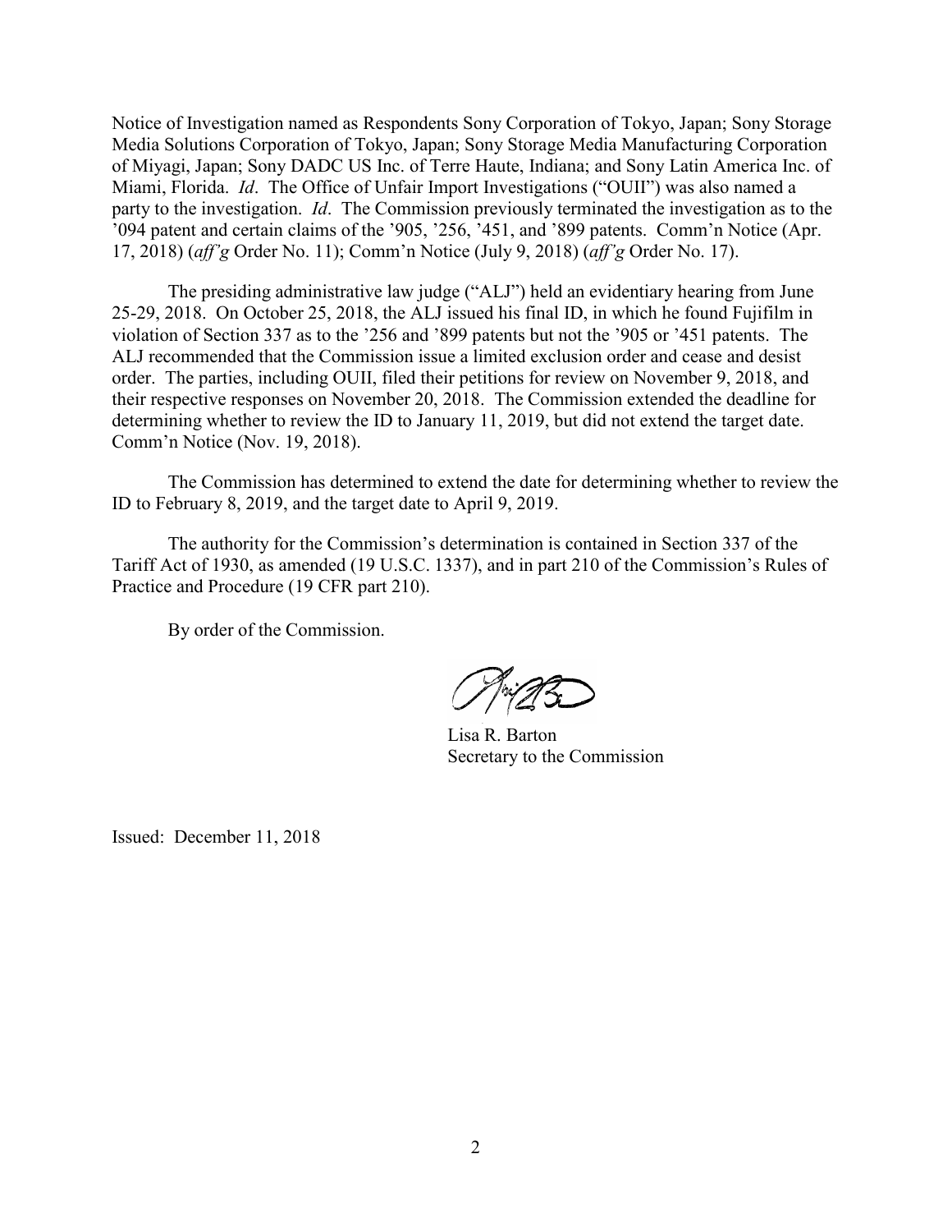Notice of Investigation named as Respondents Sony Corporation of Tokyo, Japan; Sony Storage Media Solutions Corporation of Tokyo, Japan; Sony Storage Media Manufacturing Corporation of Miyagi, Japan; Sony DADC US Inc. of Terre Haute, Indiana; and Sony Latin America Inc. of Miami, Florida. *Id*. The Office of Unfair Import Investigations ("OUII") was also named a party to the investigation. *Id*. The Commission previously terminated the investigation as to the '094 patent and certain claims of the '905, '256, '451, and '899 patents. Comm'n Notice (Apr. 17, 2018) (*aff'g* Order No. 11); Comm'n Notice (July 9, 2018) (*aff'g* Order No. 17).

The presiding administrative law judge ("ALJ") held an evidentiary hearing from June 25-29, 2018. On October 25, 2018, the ALJ issued his final ID, in which he found Fujifilm in violation of Section 337 as to the '256 and '899 patents but not the '905 or '451 patents. The ALJ recommended that the Commission issue a limited exclusion order and cease and desist order. The parties, including OUII, filed their petitions for review on November 9, 2018, and their respective responses on November 20, 2018. The Commission extended the deadline for determining whether to review the ID to January 11, 2019, but did not extend the target date. Comm'n Notice (Nov. 19, 2018).

The Commission has determined to extend the date for determining whether to review the ID to February 8, 2019, and the target date to April 9, 2019.

The authority for the Commission's determination is contained in Section 337 of the Tariff Act of 1930, as amended (19 U.S.C. 1337), and in part 210 of the Commission's Rules of Practice and Procedure (19 CFR part 210).

By order of the Commission.

Lisa R. Barton
Secretary to the Commission

Issued: December 11, 2018